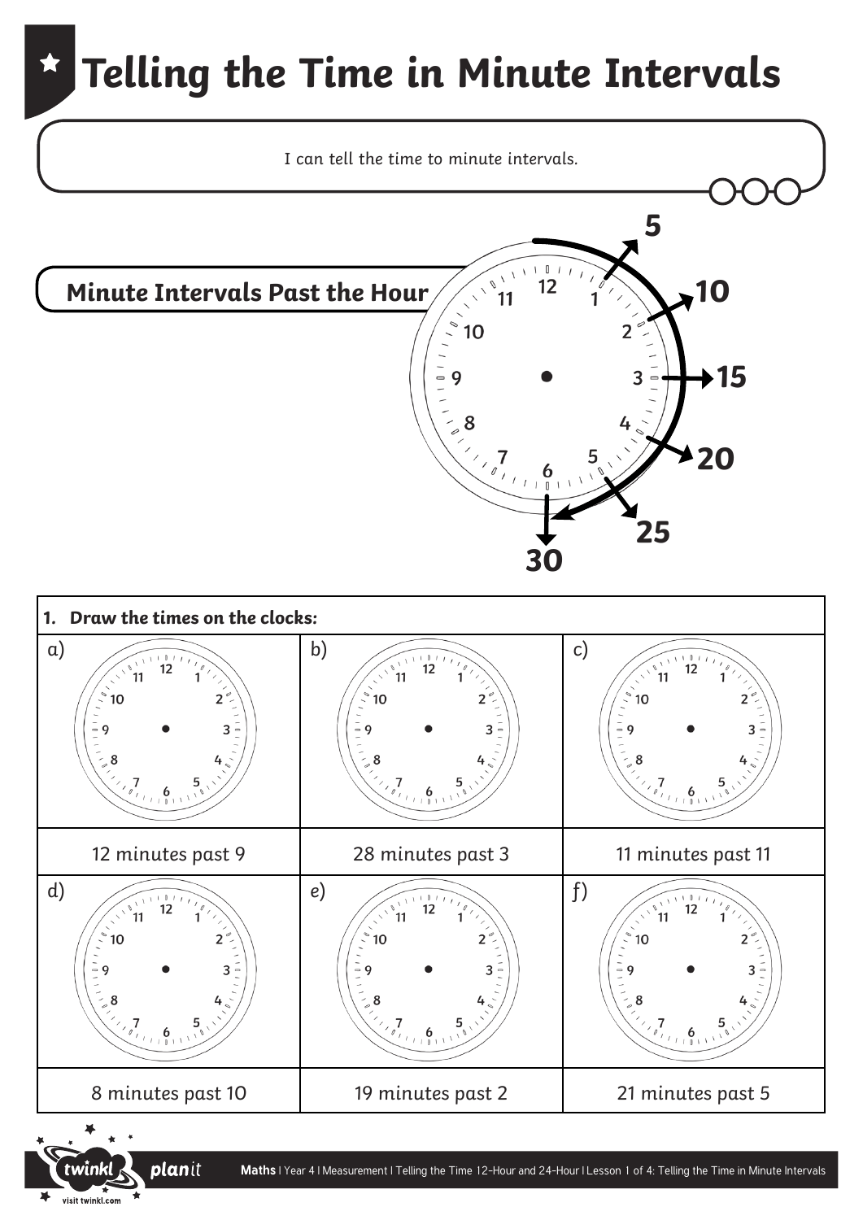# Telling the Time in Minute Intervals

I can tell the time to minute intervals.

## Minute Intervals Past the Hour

5

10

15

20

25

30

**1. Draw the times on the clocks:**

| a) | b) | c) |
| --- | --- | --- |
| 12 minutes past 9 | 28 minutes past 3 | 11 minutes past 11 |
| d) | e) | f) |
| 8 minutes past 10 | 19 minutes past 2 | 21 minutes past 5 |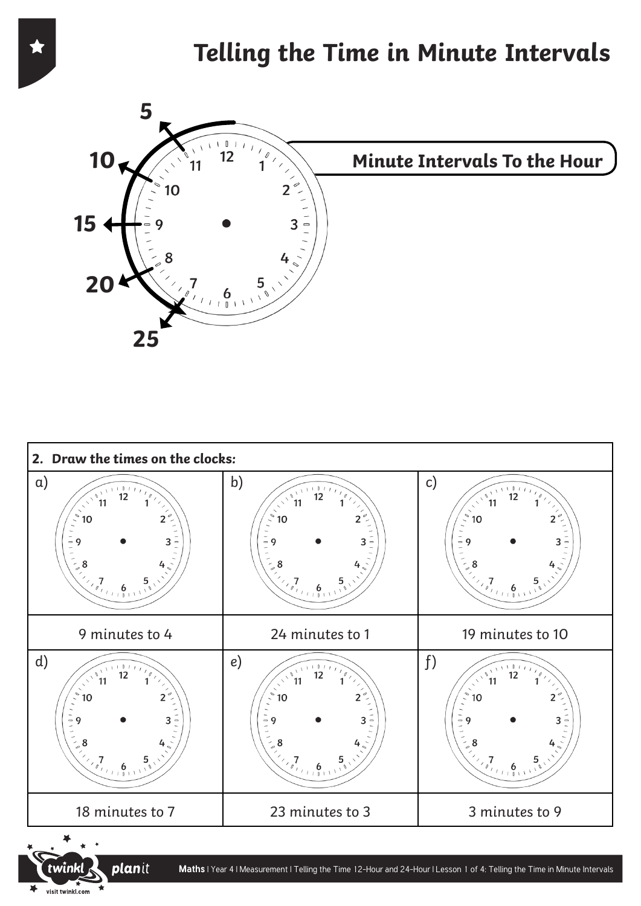# Telling the Time in Minute Intervals

5

10

15

20

25

**Minute Intervals To the Hour**

**2. Draw the times on the clocks:**

| a) | b) | c) |
|---|---|---|
| 9 minutes to 4 | 24 minutes to 1 | 19 minutes to 10 |
| d) | e) | f) |
| 18 minutes to 7 | 23 minutes to 3 | 3 minutes to 9 |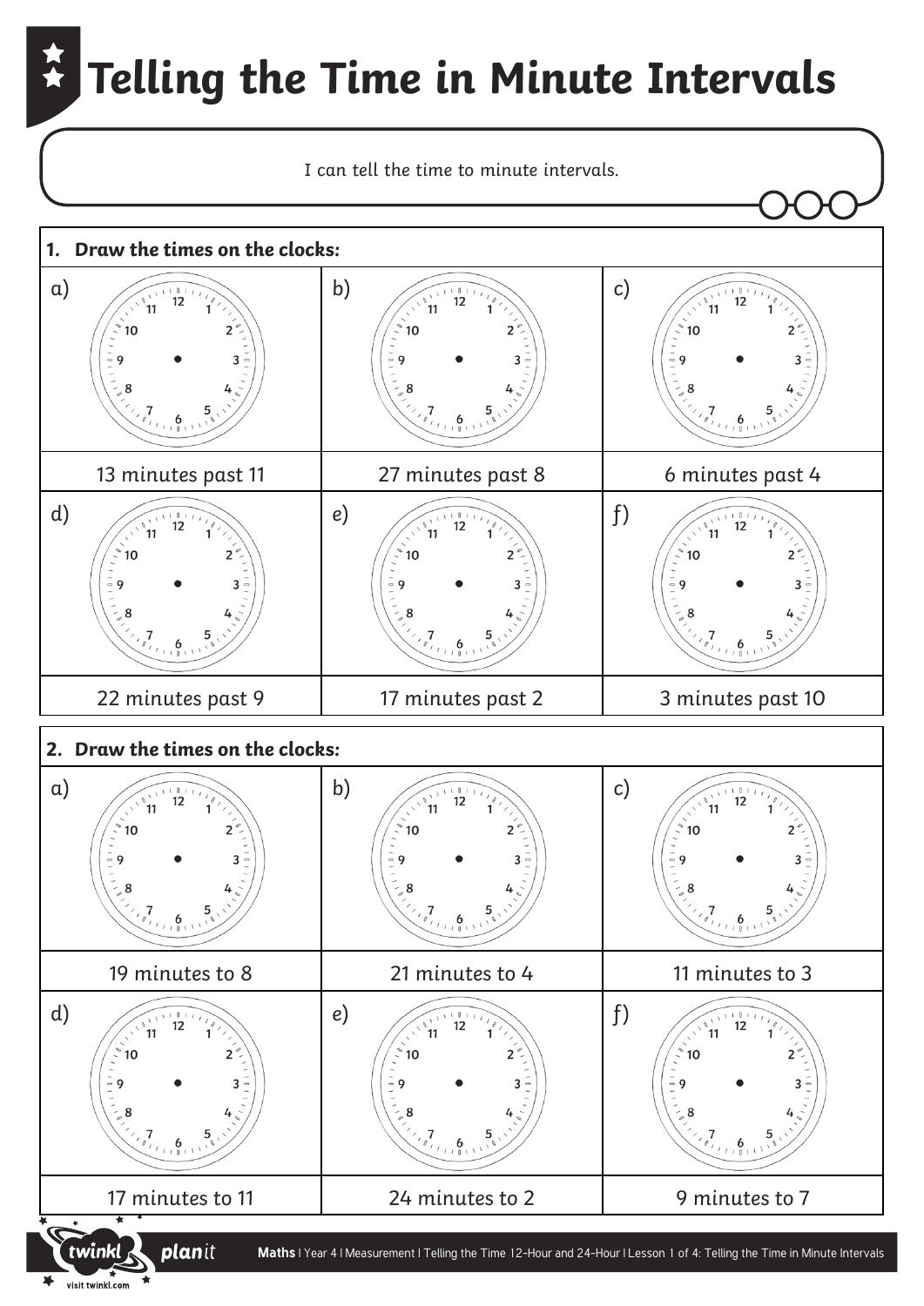# Telling the Time in Minute Intervals

I can tell the time to minute intervals.

**1. Draw the times on the clocks:**

| a) | b) | c) |
| --- | --- | --- |
| 13 minutes past 11 | 27 minutes past 8 | 6 minutes past 4 |
| **d)** | **e)** | **f)** |
| 22 minutes past 9 | 17 minutes past 2 | 3 minutes past 10 |

**2. Draw the times on the clocks:**

| a) | b) | c) |
| --- | --- | --- |
| 19 minutes to 8 | 21 minutes to 4 | 11 minutes to 3 |
| **d)** | **e)** | **f)** |
| 17 minutes to 11 | 24 minutes to 2 | 9 minutes to 7 |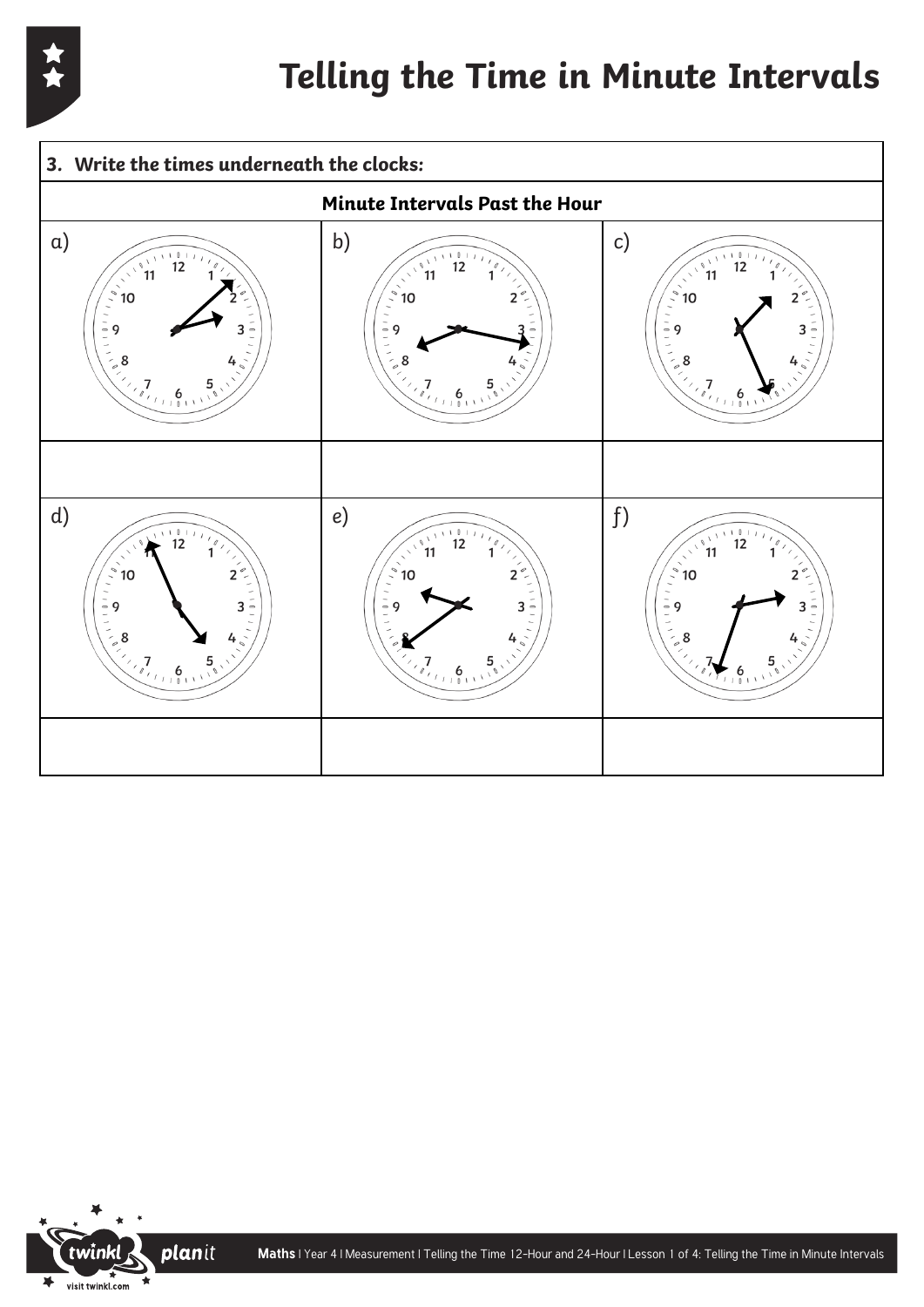# Telling the Time in Minute Intervals

| 3. *Write the times underneath the clocks:* | | |
|---|---|---|
| **Minute Intervals Past the Hour** | | |
| a) | b) | c) |
| | | |
| d) | e) | f) |
| | | |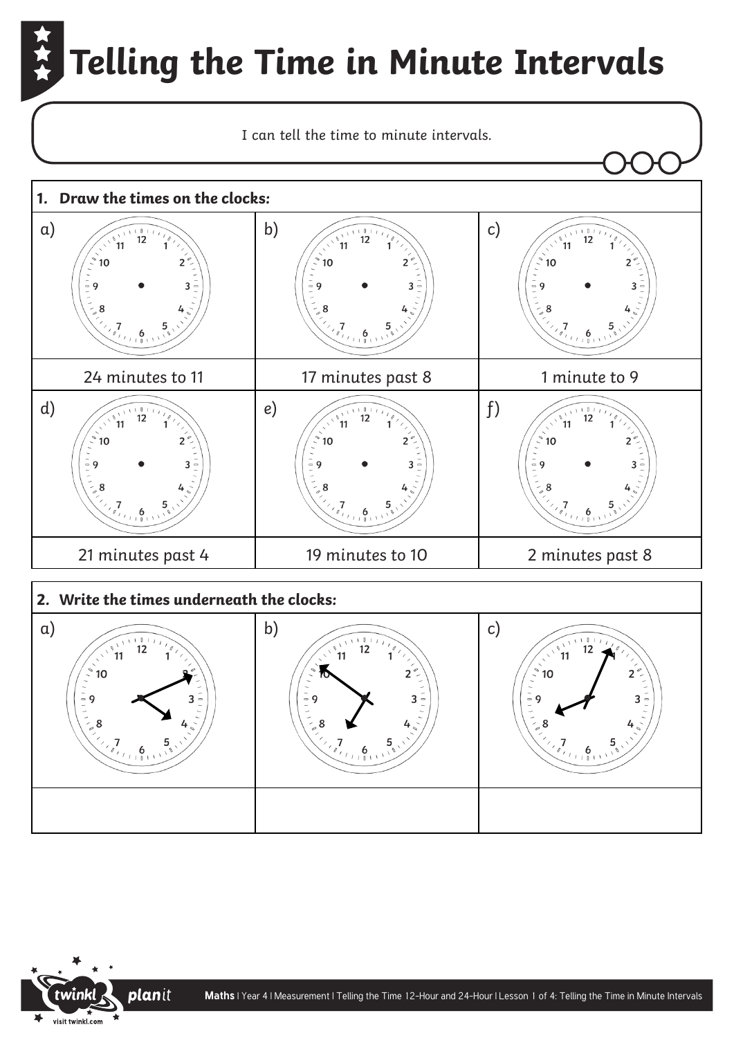# Telling the Time in Minute Intervals

I can tell the time to minute intervals.

**1. Draw the times on the clocks:**

| a) | b) | c) |
|---|---|---|
| 24 minutes to 11 | 17 minutes past 8 | 1 minute to 9 |

| d) | e) | f) |
|---|---|---|
| 21 minutes past 4 | 19 minutes to 10 | 2 minutes past 8 |

**2. Write the times underneath the clocks:**

| a) | b) | c) |
|---|---|---|
| | | |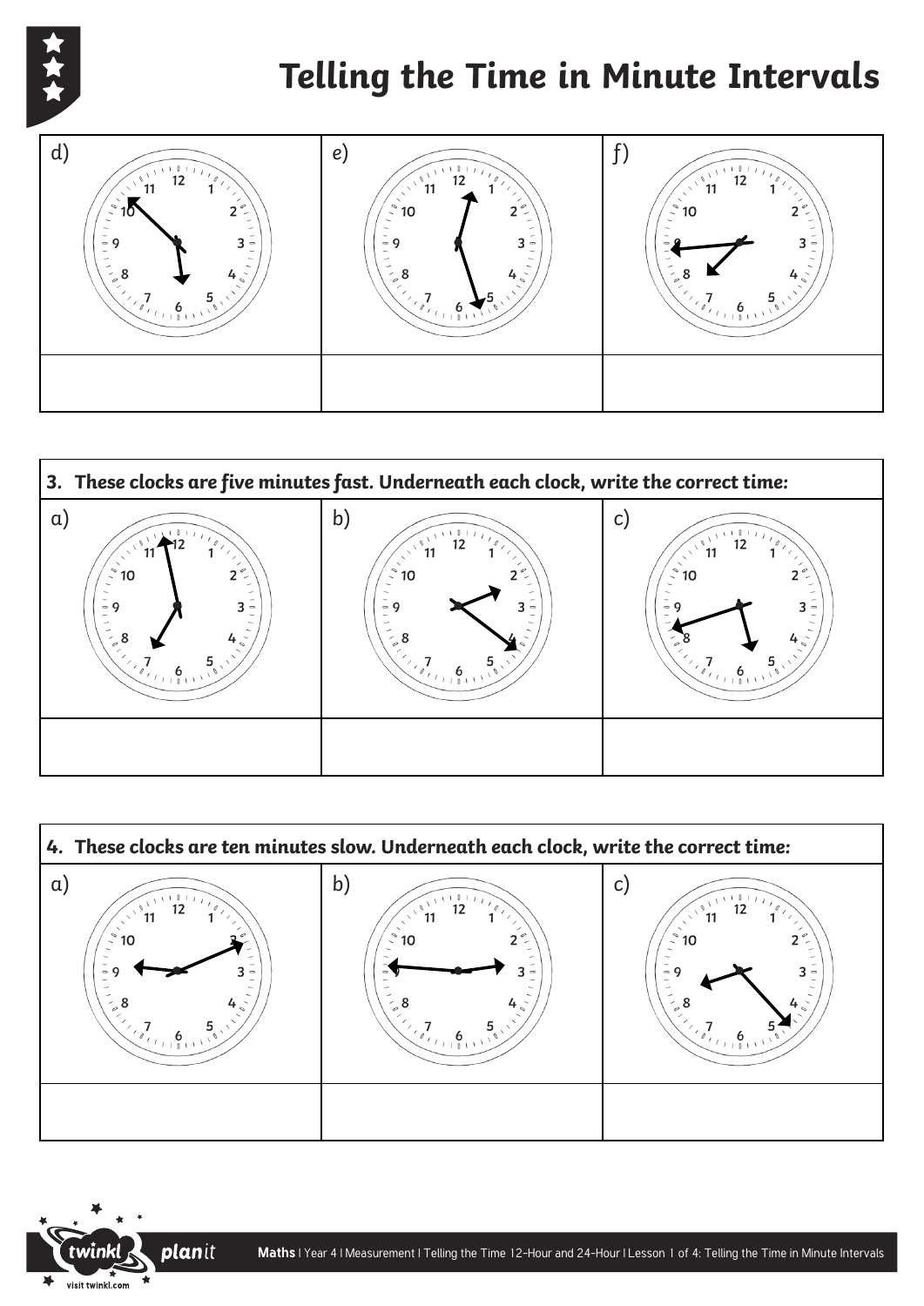# Telling the Time in Minute Intervals

| d) | e) | f) |
| --- | --- | --- |
| | | |

**3. *These clocks are five minutes fast. Underneath each clock, write the correct time:***

| a) | b) | c) |
| --- | --- | --- |
| | | |

**4. *These clocks are ten minutes slow. Underneath each clock, write the correct time:***

| a) | b) | c) |
| --- | --- | --- |
| | | |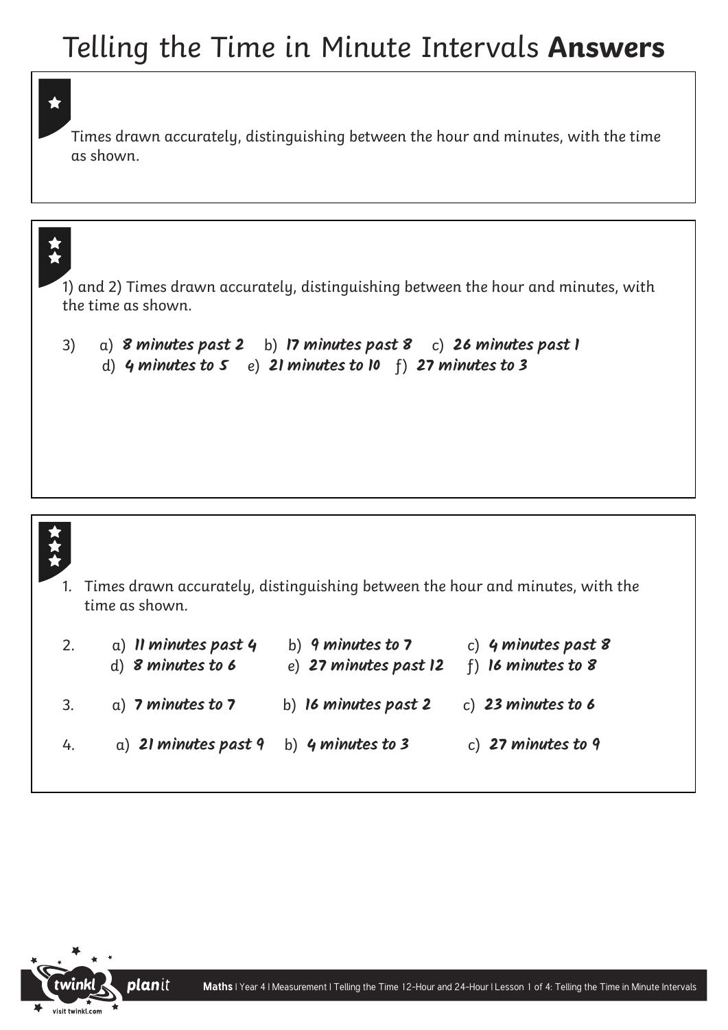# Telling the Time in Minute Intervals **Answers**

★

Times drawn accurately, distinguishing between the hour and minutes, with the time as shown.

★★

1) and 2) Times drawn accurately, distinguishing between the hour and minutes, with the time as shown.

3) a) ***8 minutes past 2*** b) ***17 minutes past 8*** c) ***26 minutes past 1***
d) ***4 minutes to 5*** e) ***21 minutes to 10*** f) ***27 minutes to 3***

★★★

1. Times drawn accurately, distinguishing between the hour and minutes, with the time as shown.

2. a) ***11 minutes past 4*** b) ***9 minutes to 7*** c) ***4 minutes past 8***
d) ***8 minutes to 6*** e) ***27 minutes past 12*** f) ***16 minutes to 8***

3. a) ***7 minutes to 7*** b) ***16 minutes past 2*** c) ***23 minutes to 6***

4. a) ***21 minutes past 9*** b) ***4 minutes to 3*** c) ***27 minutes to 9***